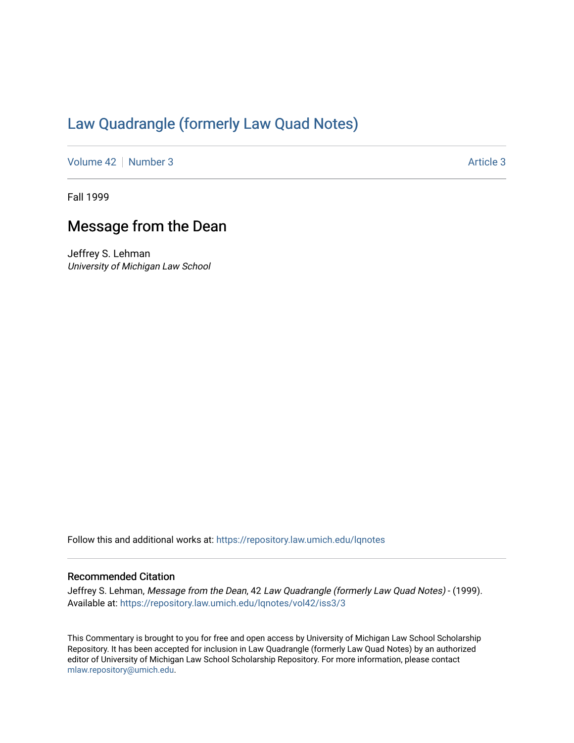# Law Quadrangle (formerly Law Quad Notes)

Volume 42 | Number 3 | Article 3

Fall 1999

## Message from the Dean

Jeffrey S. Lehman
*University of Michigan Law School*

Follow this and additional works at: https://repository.law.umich.edu/lqnotes

### Recommended Citation

Jeffrey S. Lehman, *Message from the Dean*, 42 *Law Quadrangle (formerly Law Quad Notes)* - (1999).
Available at: https://repository.law.umich.edu/lqnotes/vol42/iss3/3

This Commentary is brought to you for free and open access by University of Michigan Law School Scholarship Repository. It has been accepted for inclusion in Law Quadrangle (formerly Law Quad Notes) by an authorized editor of University of Michigan Law School Scholarship Repository. For more information, please contact mlaw.repository@umich.edu.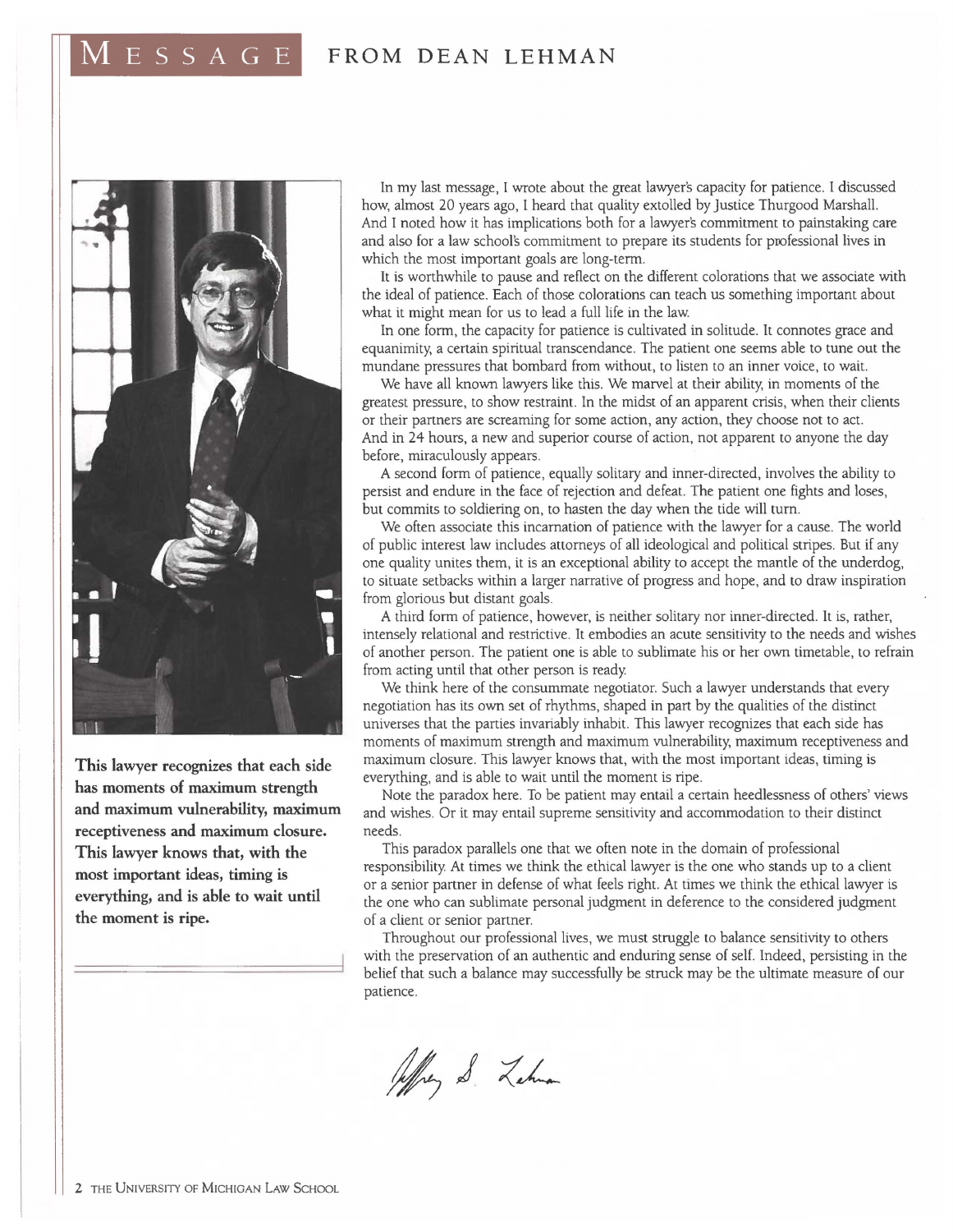# MESSAGE FROM DEAN LEHMAN

**This lawyer recognizes that each side has moments of maximum strength and maximum vulnerability, maximum receptiveness and maximum closure. This lawyer knows that, with the most important ideas, timing is everything, and is able to wait until the moment is ripe.**

In my last message, I wrote about the great lawyer's capacity for patience. I discussed how, almost 20 years ago, I heard that quality extolled by Justice Thurgood Marshall. And I noted how it has implications both for a lawyer's commitment to painstaking care and also for a law school's commitment to prepare its students for professional lives in which the most important goals are long-term.

It is worthwhile to pause and reflect on the different colorations that we associate with the ideal of patience. Each of those colorations can teach us something important about what it might mean for us to lead a full life in the law.

In one form, the capacity for patience is cultivated in solitude. It connotes grace and equanimity, a certain spiritual transcendance. The patient one seems able to tune out the mundane pressures that bombard from without, to listen to an inner voice, to wait.

We have all known lawyers like this. We marvel at their ability, in moments of the greatest pressure, to show restraint. In the midst of an apparent crisis, when their clients or their partners are screaming for some action, any action, they choose not to act. And in 24 hours, a new and superior course of action, not apparent to anyone the day before, miraculously appears.

A second form of patience, equally solitary and inner-directed, involves the ability to persist and endure in the face of rejection and defeat. The patient one fights and loses, but commits to soldiering on, to hasten the day when the tide will turn.

We often associate this incarnation of patience with the lawyer for a cause. The world of public interest law includes attorneys of all ideological and political stripes. But if any one quality unites them, it is an exceptional ability to accept the mantle of the underdog, to situate setbacks within a larger narrative of progress and hope, and to draw inspiration from glorious but distant goals.

A third form of patience, however, is neither solitary nor inner-directed. It is, rather, intensely relational and restrictive. It embodies an acute sensitivity to the needs and wishes of another person. The patient one is able to sublimate his or her own timetable, to refrain from acting until that other person is ready.

We think here of the consummate negotiator. Such a lawyer understands that every negotiation has its own set of rhythms, shaped in part by the qualities of the distinct universes that the parties invariably inhabit. This lawyer recognizes that each side has moments of maximum strength and maximum vulnerability, maximum receptiveness and maximum closure. This lawyer knows that, with the most important ideas, timing is everything, and is able to wait until the moment is ripe.

Note the paradox here. To be patient may entail a certain heedlessness of others' views and wishes. Or it may entail supreme sensitivity and accommodation to their distinct needs.

This paradox parallels one that we often note in the domain of professional responsibility. At times we think the ethical lawyer is the one who stands up to a client or a senior partner in defense of what feels right. At times we think the ethical lawyer is the one who can sublimate personal judgment in deference to the considered judgment of a client or senior partner.

Throughout our professional lives, we must struggle to balance sensitivity to others with the preservation of an authentic and enduring sense of self. Indeed, persisting in the belief that such a balance may successfully be struck may be the ultimate measure of our patience.

Jeffrey S. Lehman